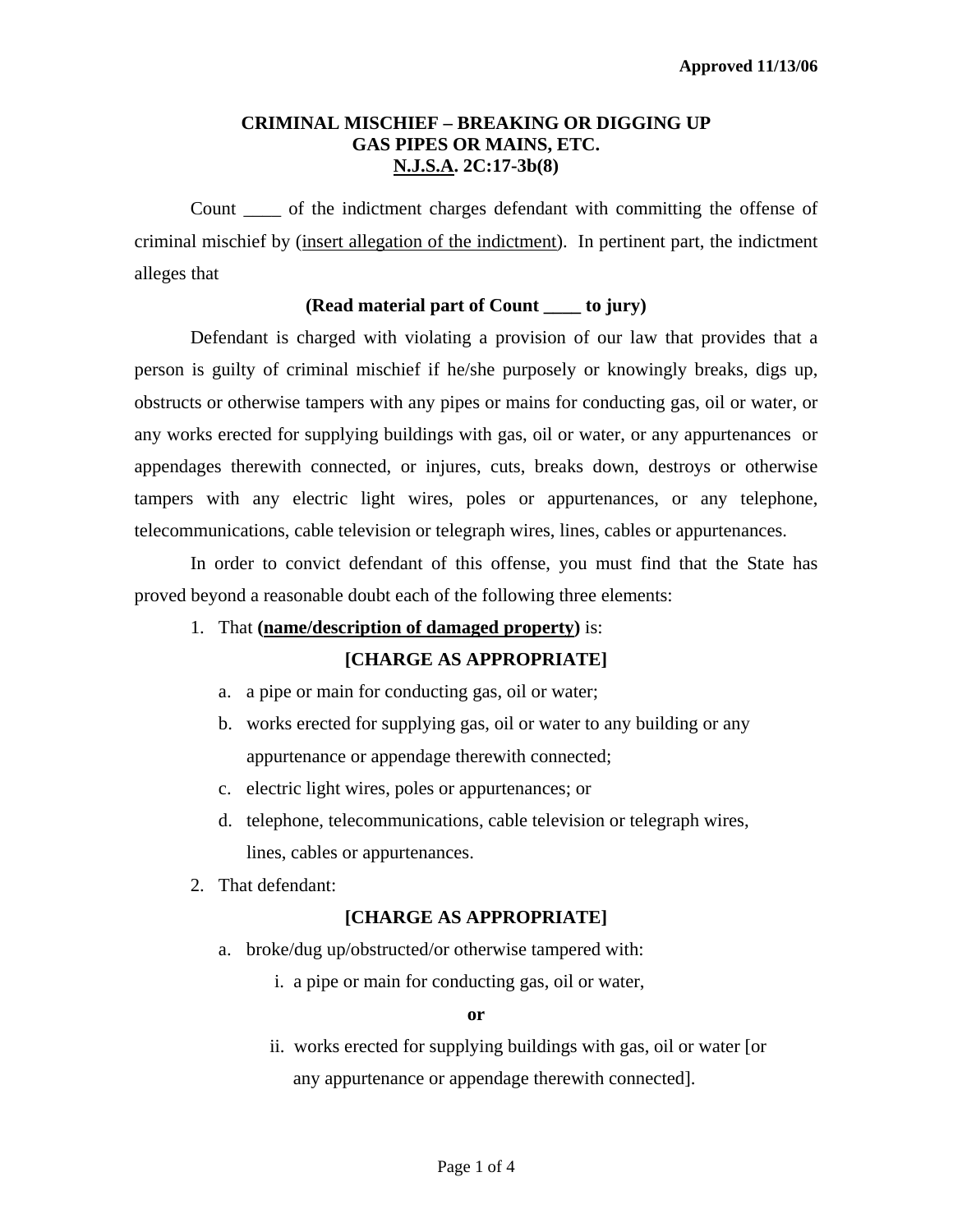Approved 11/13/06

## CRIMINAL MISCHIEF – BREAKING OR DIGGING UP GAS PIPES OR MAINS, ETC.
## N.J.S.A. 2C:17-3b(8)

Count ____ of the indictment charges defendant with committing the offense of criminal mischief by (insert allegation of the indictment). In pertinent part, the indictment alleges that

**(Read material part of Count ____ to jury)**

Defendant is charged with violating a provision of our law that provides that a person is guilty of criminal mischief if he/she purposely or knowingly breaks, digs up, obstructs or otherwise tampers with any pipes or mains for conducting gas, oil or water, or any works erected for supplying buildings with gas, oil or water, or any appurtenances or appendages therewith connected, or injures, cuts, breaks down, destroys or otherwise tampers with any electric light wires, poles or appurtenances, or any telephone, telecommunications, cable television or telegraph wires, lines, cables or appurtenances.

In order to convict defendant of this offense, you must find that the State has proved beyond a reasonable doubt each of the following three elements:

1. That **(name/description of damaged property)** is:

   **[CHARGE AS APPROPRIATE]**

   a. a pipe or main for conducting gas, oil or water;
   b. works erected for supplying gas, oil or water to any building or any appurtenance or appendage therewith connected;
   c. electric light wires, poles or appurtenances; or
   d. telephone, telecommunications, cable television or telegraph wires, lines, cables or appurtenances.

2. That defendant:

   **[CHARGE AS APPROPRIATE]**

   a. broke/dug up/obstructed/or otherwise tampered with:

      i. a pipe or main for conducting gas, oil or water,

      **or**

      ii. works erected for supplying buildings with gas, oil or water [or any appurtenance or appendage therewith connected].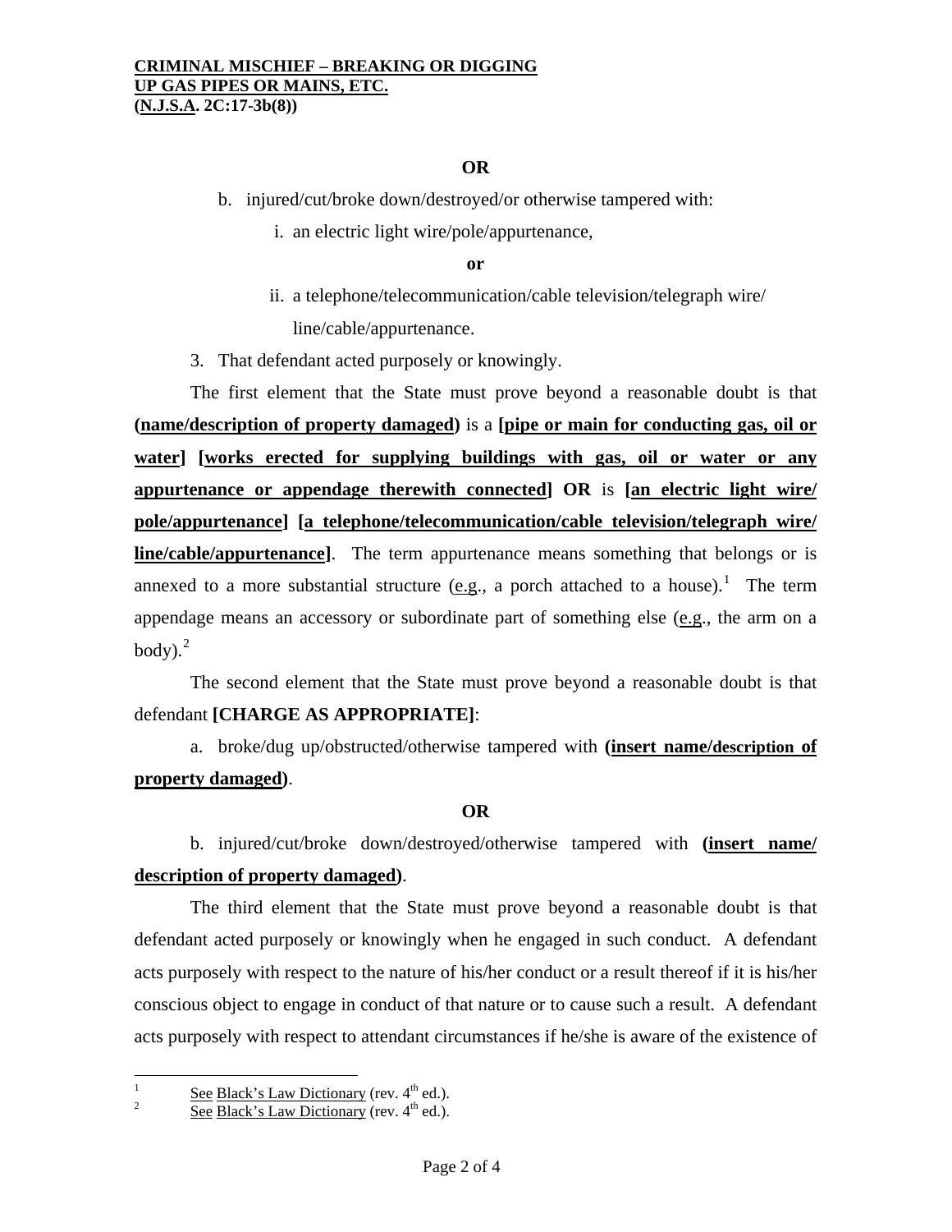**OR**

b. injured/cut/broke down/destroyed/or otherwise tampered with:

i. an electric light wire/pole/appurtenance,

**or**

ii. a telephone/telecommunication/cable television/telegraph wire/ line/cable/appurtenance.

3. That defendant acted purposely or knowingly.

The first element that the State must prove beyond a reasonable doubt is that **(name/description of property damaged)** is a **[pipe or main for conducting gas, oil or water] [works erected for supplying buildings with gas, oil or water or any appurtenance or appendage therewith connected] OR** is **[an electric light wire/ pole/appurtenance] [a telephone/telecommunication/cable television/telegraph wire/ line/cable/appurtenance]**. The term appurtenance means something that belongs or is annexed to a more substantial structure (e.g., a porch attached to a house).[1] The term appendage means an accessory or subordinate part of something else (e.g., the arm on a body).[2]

The second element that the State must prove beyond a reasonable doubt is that defendant **[CHARGE AS APPROPRIATE]**:

a. broke/dug up/obstructed/otherwise tampered with **(insert name/description of property damaged)**.

**OR**

b. injured/cut/broke down/destroyed/otherwise tampered with **(insert name/ description of property damaged)**.

The third element that the State must prove beyond a reasonable doubt is that defendant acted purposely or knowingly when he engaged in such conduct. A defendant acts purposely with respect to the nature of his/her conduct or a result thereof if it is his/her conscious object to engage in conduct of that nature or to cause such a result. A defendant acts purposely with respect to attendant circumstances if he/she is aware of the existence of

---

[1] See Black's Law Dictionary (rev. 4th ed.).

[2] See Black's Law Dictionary (rev. 4th ed.).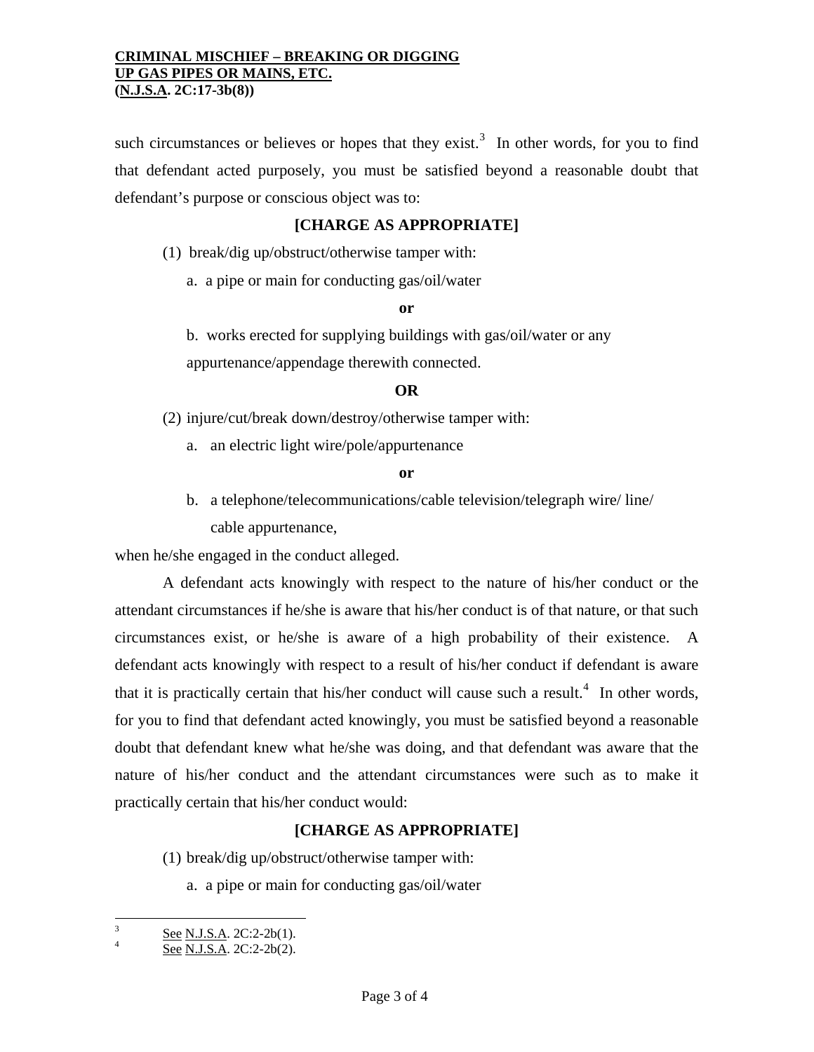such circumstances or believes or hopes that they exist.[3] In other words, for you to find that defendant acted purposely, you must be satisfied beyond a reasonable doubt that defendant's purpose or conscious object was to:

**[CHARGE AS APPROPRIATE]**

(1) break/dig up/obstruct/otherwise tamper with:

a. a pipe or main for conducting gas/oil/water

**or**

b. works erected for supplying buildings with gas/oil/water or any appurtenance/appendage therewith connected.

**OR**

(2) injure/cut/break down/destroy/otherwise tamper with:

a. an electric light wire/pole/appurtenance

**or**

b. a telephone/telecommunications/cable television/telegraph wire/ line/ cable appurtenance,

when he/she engaged in the conduct alleged.

A defendant acts knowingly with respect to the nature of his/her conduct or the attendant circumstances if he/she is aware that his/her conduct is of that nature, or that such circumstances exist, or he/she is aware of a high probability of their existence. A defendant acts knowingly with respect to a result of his/her conduct if defendant is aware that it is practically certain that his/her conduct will cause such a result.[4] In other words, for you to find that defendant acted knowingly, you must be satisfied beyond a reasonable doubt that defendant knew what he/she was doing, and that defendant was aware that the nature of his/her conduct and the attendant circumstances were such as to make it practically certain that his/her conduct would:

**[CHARGE AS APPROPRIATE]**

(1) break/dig up/obstruct/otherwise tamper with:

a. a pipe or main for conducting gas/oil/water

---

[3] See N.J.S.A. 2C:2-2b(1).

[4] See N.J.S.A. 2C:2-2b(2).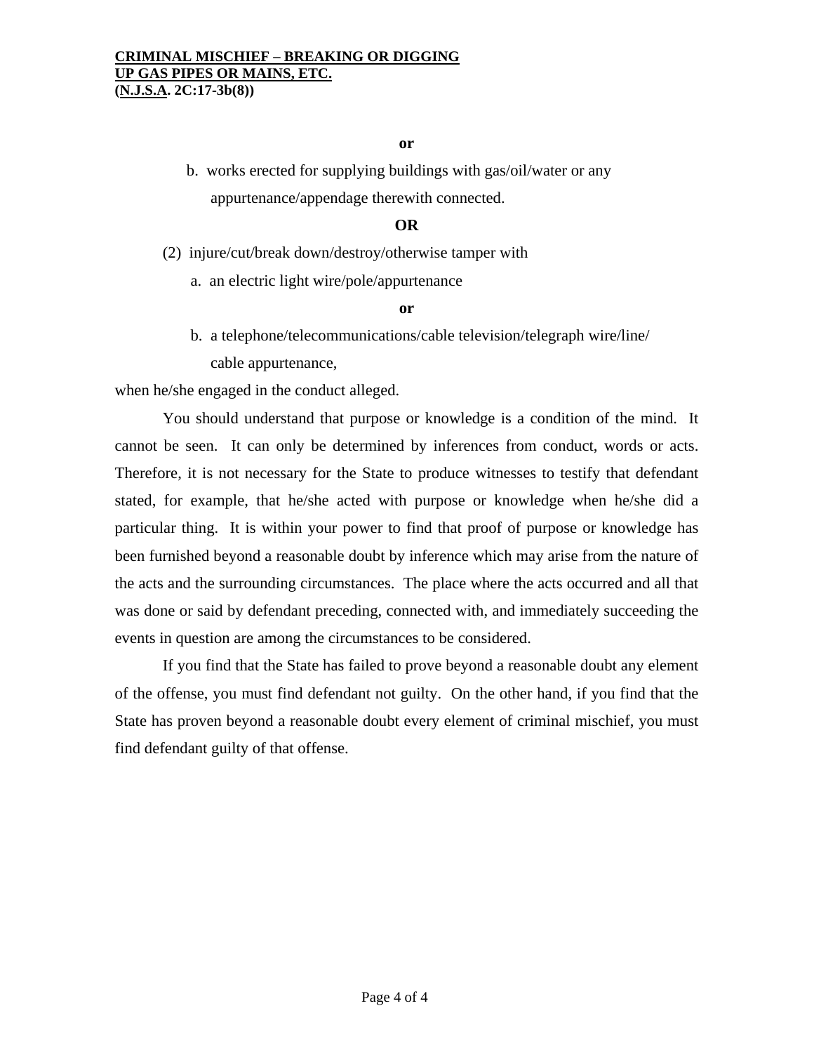**or**

b. works erected for supplying buildings with gas/oil/water or any appurtenance/appendage therewith connected.

**OR**

(2) injure/cut/break down/destroy/otherwise tamper with

a. an electric light wire/pole/appurtenance

**or**

b. a telephone/telecommunications/cable television/telegraph wire/line/ cable appurtenance,

when he/she engaged in the conduct alleged.

You should understand that purpose or knowledge is a condition of the mind. It cannot be seen. It can only be determined by inferences from conduct, words or acts. Therefore, it is not necessary for the State to produce witnesses to testify that defendant stated, for example, that he/she acted with purpose or knowledge when he/she did a particular thing. It is within your power to find that proof of purpose or knowledge has been furnished beyond a reasonable doubt by inference which may arise from the nature of the acts and the surrounding circumstances. The place where the acts occurred and all that was done or said by defendant preceding, connected with, and immediately succeeding the events in question are among the circumstances to be considered.

If you find that the State has failed to prove beyond a reasonable doubt any element of the offense, you must find defendant not guilty. On the other hand, if you find that the State has proven beyond a reasonable doubt every element of criminal mischief, you must find defendant guilty of that offense.